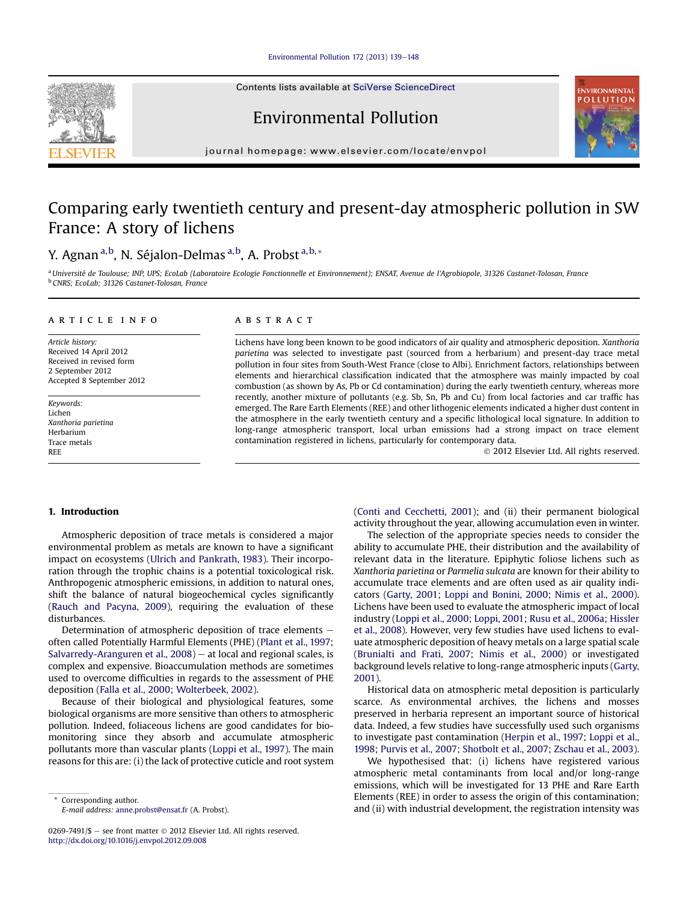# Comparing early twentieth century and present-day atmospheric pollution in SW France: A story of lichens

Y. Agnan [a,b], N. Séjalon-Delmas [a,b], A. Probst [a,b,*]

[a] Université de Toulouse; INP, UPS; EcoLab (Laboratoire Ecologie Fonctionnelle et Environnement); ENSAT, Avenue de l'Agrobiopole, 31326 Castanet-Tolosan, France
[b] CNRS; EcoLab; 31326 Castanet-Tolosan, France

**ARTICLE INFO**

*Article history:*
Received 14 April 2012
Received in revised form
2 September 2012
Accepted 8 September 2012

*Keywords:*
Lichen
*Xanthoria parietina*
Herbarium
Trace metals
REE

**ABSTRACT**

Lichens have long been known to be good indicators of air quality and atmospheric deposition. *Xanthoria parietina* was selected to investigate past (sourced from a herbarium) and present-day trace metal pollution in four sites from South-West France (close to Albi). Enrichment factors, relationships between elements and hierarchical classification indicated that the atmosphere was mainly impacted by coal combustion (as shown by As, Pb or Cd contamination) during the early twentieth century, whereas more recently, another mixture of pollutants (e.g. Sb, Sn, Pb and Cu) from local factories and car traffic has emerged. The Rare Earth Elements (REE) and other lithogenic elements indicated a higher dust content in the atmosphere in the early twentieth century and a specific lithological local signature. In addition to long-range atmospheric transport, local urban emissions had a strong impact on trace element contamination registered in lichens, particularly for contemporary data.

© 2012 Elsevier Ltd. All rights reserved.

## 1. Introduction

Atmospheric deposition of trace metals is considered a major environmental problem as metals are known to have a significant impact on ecosystems (Ulrich and Pankrath, 1983). Their incorporation through the trophic chains is a potential toxicological risk. Anthropogenic atmospheric emissions, in addition to natural ones, shift the balance of natural biogeochemical cycles significantly (Rauch and Pacyna, 2009), requiring the evaluation of these disturbances.

Determination of atmospheric deposition of trace elements – often called Potentially Harmful Elements (PHE) (Plant et al., 1997; Salvarredy-Aranguren et al., 2008) – at local and regional scales, is complex and expensive. Bioaccumulation methods are sometimes used to overcome difficulties in regards to the assessment of PHE deposition (Falla et al., 2000; Wolterbeek, 2002).

Because of their biological and physiological features, some biological organisms are more sensitive than others to atmospheric pollution. Indeed, foliaceous lichens are good candidates for biomonitoring since they absorb and accumulate atmospheric pollutants more than vascular plants (Loppi et al., 1997). The main reasons for this are: (i) the lack of protective cuticle and root system (Conti and Cecchetti, 2001); and (ii) their permanent biological activity throughout the year, allowing accumulation even in winter.

The selection of the appropriate species needs to consider the ability to accumulate PHE, their distribution and the availability of relevant data in the literature. Epiphytic foliose lichens such as *Xanthoria parietina* or *Parmelia sulcata* are known for their ability to accumulate trace elements and are often used as air quality indicators (Garty, 2001; Loppi and Bonini, 2000; Nimis et al., 2000). Lichens have been used to evaluate the atmospheric impact of local industry (Loppi et al., 2000; Loppi, 2001; Rusu et al., 2006a; Hissler et al., 2008). However, very few studies have used lichens to evaluate atmospheric deposition of heavy metals on a large spatial scale (Brunialti and Frati, 2007; Nimis et al., 2000) or investigated background levels relative to long-range atmospheric inputs (Garty, 2001).

Historical data on atmospheric metal deposition is particularly scarce. As environmental archives, the lichens and mosses preserved in herbaria represent an important source of historical data. Indeed, a few studies have successfully used such organisms to investigate past contamination (Herpin et al., 1997; Loppi et al., 1998; Purvis et al., 2007; Shotbolt et al., 2007; Zschau et al., 2003).

We hypothesised that: (i) lichens have registered various atmospheric metal contaminants from local and/or long-range emissions, which will be investigated for 13 PHE and Rare Earth Elements (REE) in order to assess the origin of this contamination; and (ii) with industrial development, the registration intensity was

\* Corresponding author.
*E-mail address:* anne.probst@ensat.fr (A. Probst).

0269-7491/$ – see front matter © 2012 Elsevier Ltd. All rights reserved.
http://dx.doi.org/10.1016/j.envpol.2012.09.008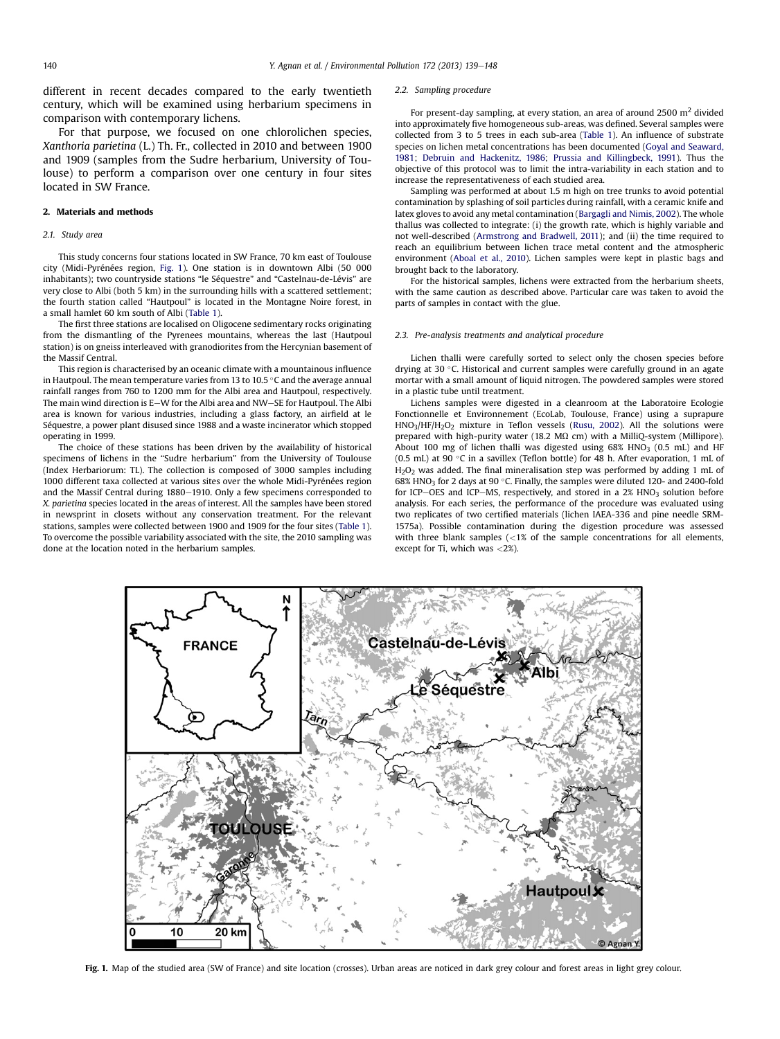different in recent decades compared to the early twentieth century, which will be examined using herbarium specimens in comparison with contemporary lichens.

For that purpose, we focused on one chlorolichen species, *Xanthoria parietina* (L.) Th. Fr., collected in 2010 and between 1900 and 1909 (samples from the Sudre herbarium, University of Toulouse) to perform a comparison over one century in four sites located in SW France.

## 2. Materials and methods

### 2.1. Study area

This study concerns four stations located in SW France, 70 km east of Toulouse city (Midi-Pyrénées region, Fig. 1). One station is in downtown Albi (50 000 inhabitants); two countryside stations "le Séquestre" and "Castelnau-de-Lévis" are very close to Albi (both 5 km) in the surrounding hills with a scattered settlement; the fourth station called "Hautpoul" is located in the Montagne Noire forest, in a small hamlet 60 km south of Albi (Table 1).

The first three stations are localised on Oligocene sedimentary rocks originating from the dismantling of the Pyrenees mountains, whereas the last (Hautpoul station) is on gneiss interleaved with granodiorites from the Hercynian basement of the Massif Central.

This region is characterised by an oceanic climate with a mountainous influence in Hautpoul. The mean temperature varies from 13 to 10.5 °C and the average annual rainfall ranges from 760 to 1200 mm for the Albi area and Hautpoul, respectively. The main wind direction is E–W for the Albi area and NW–SE for Hautpoul. The Albi area is known for various industries, including a glass factory, an airfield at le Séquestre, a power plant disused since 1988 and a waste incinerator which stopped operating in 1999.

The choice of these stations has been driven by the availability of historical specimens of lichens in the "Sudre herbarium" from the University of Toulouse (Index Herbariorum: TL). The collection is composed of 3000 samples including 1000 different taxa collected at various sites over the whole Midi-Pyrénées region and the Massif Central during 1880–1910. Only a few specimens corresponded to *X. parietina* species located in the areas of interest. All the samples have been stored in newsprint in closets without any conservation treatment. For the relevant stations, samples were collected between 1900 and 1909 for the four sites (Table 1). To overcome the possible variability associated with the site, the 2010 sampling was done at the location noted in the herbarium samples.

### 2.2. Sampling procedure

For present-day sampling, at every station, an area of around 2500 $m^2$ divided into approximately five homogeneous sub-areas, was defined. Several samples were collected from 3 to 5 trees in each sub-area (Table 1). An influence of substrate species on lichen metal concentrations has been documented (Goyal and Seaward, 1981; Debruin and Hackenitz, 1986; Prussia and Killingbeck, 1991). Thus the objective of this protocol was to limit the intra-variability in each station and to increase the representativeness of each studied area.

Sampling was performed at about 1.5 m high on tree trunks to avoid potential contamination by splashing of soil particles during rainfall, with a ceramic knife and latex gloves to avoid any metal contamination (Bargagli and Nimis, 2002). The whole thallus was collected to integrate: (i) the growth rate, which is highly variable and not well-described (Armstrong and Bradwell, 2011); and (ii) the time required to reach an equilibrium between lichen trace metal content and the atmospheric environment (Aboal et al., 2010). Lichen samples were kept in plastic bags and brought back to the laboratory.

For the historical samples, lichens were extracted from the herbarium sheets, with the same caution as described above. Particular care was taken to avoid the parts of samples in contact with the glue.

### 2.3. Pre-analysis treatments and analytical procedure

Lichen thalli were carefully sorted to select only the chosen species before drying at 30 °C. Historical and current samples were carefully ground in an agate mortar with a small amount of liquid nitrogen. The powdered samples were stored in a plastic tube until treatment.

Lichens samples were digested in a cleanroom at the Laboratoire Ecologie Fonctionnelle et Environnement (EcoLab, Toulouse, France) using a suprapure $HNO_3/HF/H_2O_2$ mixture in Teflon vessels (Rusu, 2002). All the solutions were prepared with high-purity water (18.2 MΩ cm) with a MilliQ-system (Millipore). About 100 mg of lichen thalli was digested using 68% $HNO_3$ (0.5 mL) and HF (0.5 mL) at 90 °C in a savillex (Teflon bottle) for 48 h. After evaporation, 1 mL of $H_2O_2$ was added. The final mineralisation step was performed by adding 1 mL of 68% $HNO_3$ for 2 days at 90 °C. Finally, the samples were diluted 120- and 2400-fold for ICP–OES and ICP–MS, respectively, and stored in a 2% $HNO_3$ solution before analysis. For each series, the performance of the procedure was evaluated using two replicates of two certified materials (lichen IAEA-336 and pine needle SRM-1575a). Possible contamination during the digestion procedure was assessed with three blank samples (<1% of the sample concentrations for all elements, except for Ti, which was <2%).

**Fig. 1.** Map of the studied area (SW of France) and site location (crosses). Urban areas are noticed in dark grey colour and forest areas in light grey colour.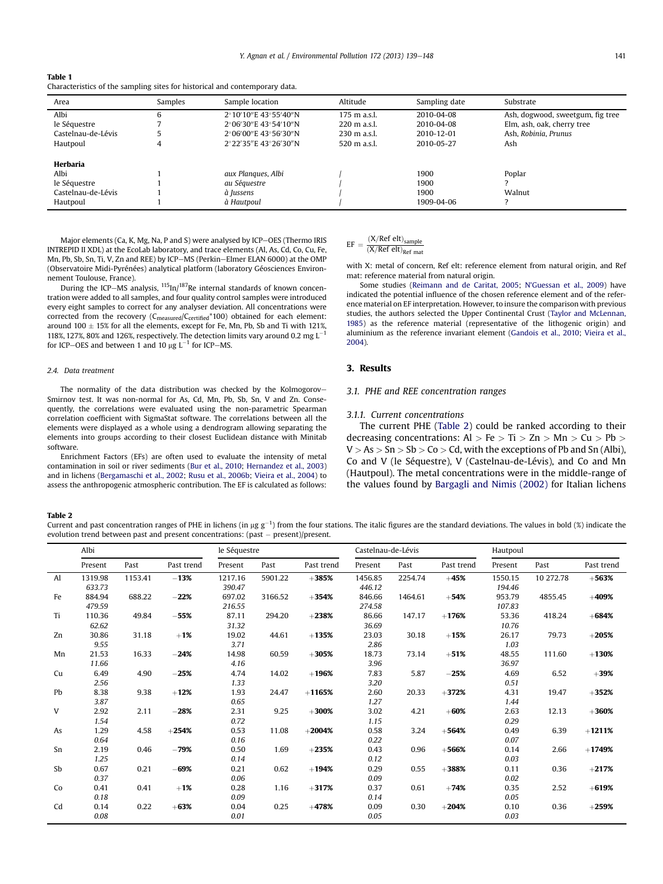**Table 1**
Characteristics of the sampling sites for historical and contemporary data.

| Area | Samples | Sample location | Altitude | Sampling date | Substrate |
|---|---|---|---|---|---|
| Albi | 6 | 2°10′10″E 43°55′40″N | 175 m a.s.l. | 2010-04-08 | Ash, dogwood, sweetgum, fig tree |
| le Séquestre | 7 | 2°06′30″E 43°54′10″N | 220 m a.s.l. | 2010-04-08 | Elm, ash, oak, cherry tree |
| Castelnau-de-Lévis | 5 | 2°06′00″E 43°56′30″N | 230 m a.s.l. | 2010-12-01 | Ash, *Robinia*, *Prunus* |
| Hautpoul | 4 | 2°22′35″E 43°26′30″N | 520 m a.s.l. | 2010-05-27 | Ash |
| **Herbaria** | | | | | |
| Albi | 1 | *aux Planques, Albi* | / | 1900 | Poplar |
| le Séquestre | 1 | *au Séquestre* | / | 1900 | ? |
| Castelnau-de-Lévis | 1 | *à Jussens* | / | 1900 | Walnut |
| Hautpoul | 1 | *à Hautpoul* | / | 1909-04-06 | ? |

Major elements (Ca, K, Mg, Na, P and S) were analysed by ICP–OES (Thermo IRIS INTREPID II XDL) at the EcoLab laboratory, and trace elements (Al, As, Cd, Co, Cu, Fe, Mn, Pb, Sb, Sn, Ti, V, Zn and REE) by ICP–MS (Perkin–Elmer ELAN 6000) at the OMP (Observatoire Midi-Pyrénées) analytical platform (laboratory Géosciences Environnement Toulouse, France).

During the ICP–MS analysis, $^{115}In/^{187}Re$ internal standards of known concentration were added to all samples, and four quality control samples were introduced every eight samples to correct for any analyser deviation. All concentrations were corrected from the recovery ($C_{measured}/C_{certified}*100$) obtained for each element: around 100 ± 15% for all the elements, except for Fe, Mn, Pb, Sb and Ti with 121%, 118%, 127%, 80% and 126%, respectively. The detection limits vary around 0.2 mg $L^{-1}$ for ICP–OES and between 1 and 10 μg $L^{-1}$ for ICP–MS.

### 2.4. Data treatment

The normality of the data distribution was checked by the Kolmogorov–Smirnov test. It was non-normal for As, Cd, Mn, Pb, Sb, Sn, V and Zn. Consequently, the correlations were evaluated using the non-parametric Spearman correlation coefficient with SigmaStat software. The correlations between all the elements were displayed as a whole using a dendrogram allowing separating the elements into groups according to their closest Euclidean distance with Minitab software.

Enrichment Factors (EFs) are often used to evaluate the intensity of metal contamination in soil or river sediments (Bur et al., 2010; Hernandez et al., 2003) and in lichens (Bergamaschi et al., 2002; Rusu et al., 2006b; Vieira et al., 2004) to assess the anthropogenic atmospheric contribution. The EF is calculated as follows:

$$\mathrm{EF} = \frac{(\mathrm{X}/\mathrm{Ref\ elt})_{\mathrm{sample}}}{(\mathrm{X}/\mathrm{Ref\ elt})_{\mathrm{Ref\ mat}}}$$

with X: metal of concern, Ref elt: reference element from natural origin, and Ref mat: reference material from natural origin.

Some studies (Reimann and de Caritat, 2005; N'Guessan et al., 2009) have indicated the potential influence of the chosen reference element and of the reference material on EF interpretation. However, to insure the comparison with previous studies, the authors selected the Upper Continental Crust (Taylor and McLennan, 1985) as the reference material (representative of the lithogenic origin) and aluminium as the reference invariant element (Gandois et al., 2010; Vieira et al., 2004).

## 3. Results

### 3.1. PHE and REE concentration ranges

#### 3.1.1. Current concentrations

The current PHE (Table 2) could be ranked according to their decreasing concentrations: Al > Fe > Ti > Zn > Mn > Cu > Pb > V > As > Sn > Sb > Co > Cd, with the exceptions of Pb and Sn (Albi), Co and V (le Séquestre), V (Castelnau-de-Lévis), and Co and Mn (Hautpoul). The metal concentrations were in the middle-range of the values found by Bargagli and Nimis (2002) for Italian lichens

**Table 2**
Current and past concentration ranges of PHE in lichens (in μg $g^{-1}$) from the four stations. The italic figures are the standard deviations. The values in bold (%) indicate the evolution trend between past and present concentrations: (past − present)/present.

| | Albi | | | le Séquestre | | | Castelnau-de-Lévis | | | Hautpoul | | |
|---|---|---|---|---|---|---|---|---|---|---|---|---|
| | Present | Past | Past trend | Present | Past | Past trend | Present | Past | Past trend | Present | Past | Past trend |
| Al | 1319.98 *633.73* | 1153.41 | **−13%** | 1217.16 *390.47* | 5901.22 | **+385%** | 1456.85 *446.12* | 2254.74 | **+45%** | 1550.15 *194.46* | 10 272.78 | **+563%** |
| Fe | 884.94 *479.59* | 688.22 | **−22%** | 697.02 *216.55* | 3166.52 | **+354%** | 846.66 *274.58* | 1464.61 | **+54%** | 953.79 *107.83* | 4855.45 | **+409%** |
| Ti | 110.36 *62.62* | 49.84 | **−55%** | 87.11 *31.32* | 294.20 | **+238%** | 86.66 *36.69* | 147.17 | **+176%** | 53.36 *10.76* | 418.24 | **+684%** |
| Zn | 30.86 *9.55* | 31.18 | **+1%** | 19.02 *3.71* | 44.61 | **+135%** | 23.03 *2.86* | 30.18 | **+15%** | 26.17 *1.03* | 79.73 | **+205%** |
| Mn | 21.53 *11.66* | 16.33 | **−24%** | 14.98 *4.16* | 60.59 | **+305%** | 18.73 *3.96* | 73.14 | **+51%** | 48.55 *36.97* | 111.60 | **+130%** |
| Cu | 6.49 *2.56* | 4.90 | **−25%** | 4.74 *1.33* | 14.02 | **+196%** | 7.83 *3.20* | 5.87 | **−25%** | 4.69 *0.51* | 6.52 | **+39%** |
| Pb | 8.38 *3.87* | 9.38 | **+12%** | 1.93 *0.65* | 24.47 | **+1165%** | 2.60 *1.27* | 20.33 | **+372%** | 4.31 *1.44* | 19.47 | **+352%** |
| V | 2.92 *1.54* | 2.11 | **−28%** | 2.31 *0.72* | 9.25 | **+300%** | 3.02 *1.15* | 4.21 | **+60%** | 2.63 *0.29* | 12.13 | **+360%** |
| As | 1.29 *0.64* | 4.58 | **+254%** | 0.53 *0.16* | 11.08 | **+2004%** | 0.58 *0.22* | 3.24 | **+564%** | 0.49 *0.07* | 6.39 | **+1211%** |
| Sn | 2.19 *1.25* | 0.46 | **−79%** | 0.50 *0.14* | 1.69 | **+235%** | 0.43 *0.12* | 0.96 | **+566%** | 0.14 *0.03* | 2.66 | **+1749%** |
| Sb | 0.67 *0.37* | 0.21 | **−69%** | 0.21 *0.06* | 0.62 | **+194%** | 0.29 *0.09* | 0.55 | **+388%** | 0.11 *0.02* | 0.36 | **+217%** |
| Co | 0.41 *0.18* | 0.41 | **+1%** | 0.28 *0.09* | 1.16 | **+317%** | 0.37 *0.14* | 0.61 | **+74%** | 0.35 *0.05* | 2.52 | **+619%** |
| Cd | 0.14 *0.08* | 0.22 | **+63%** | 0.04 *0.01* | 0.25 | **+478%** | 0.09 *0.05* | 0.30 | **+204%** | 0.10 *0.03* | 0.36 | **+259%** |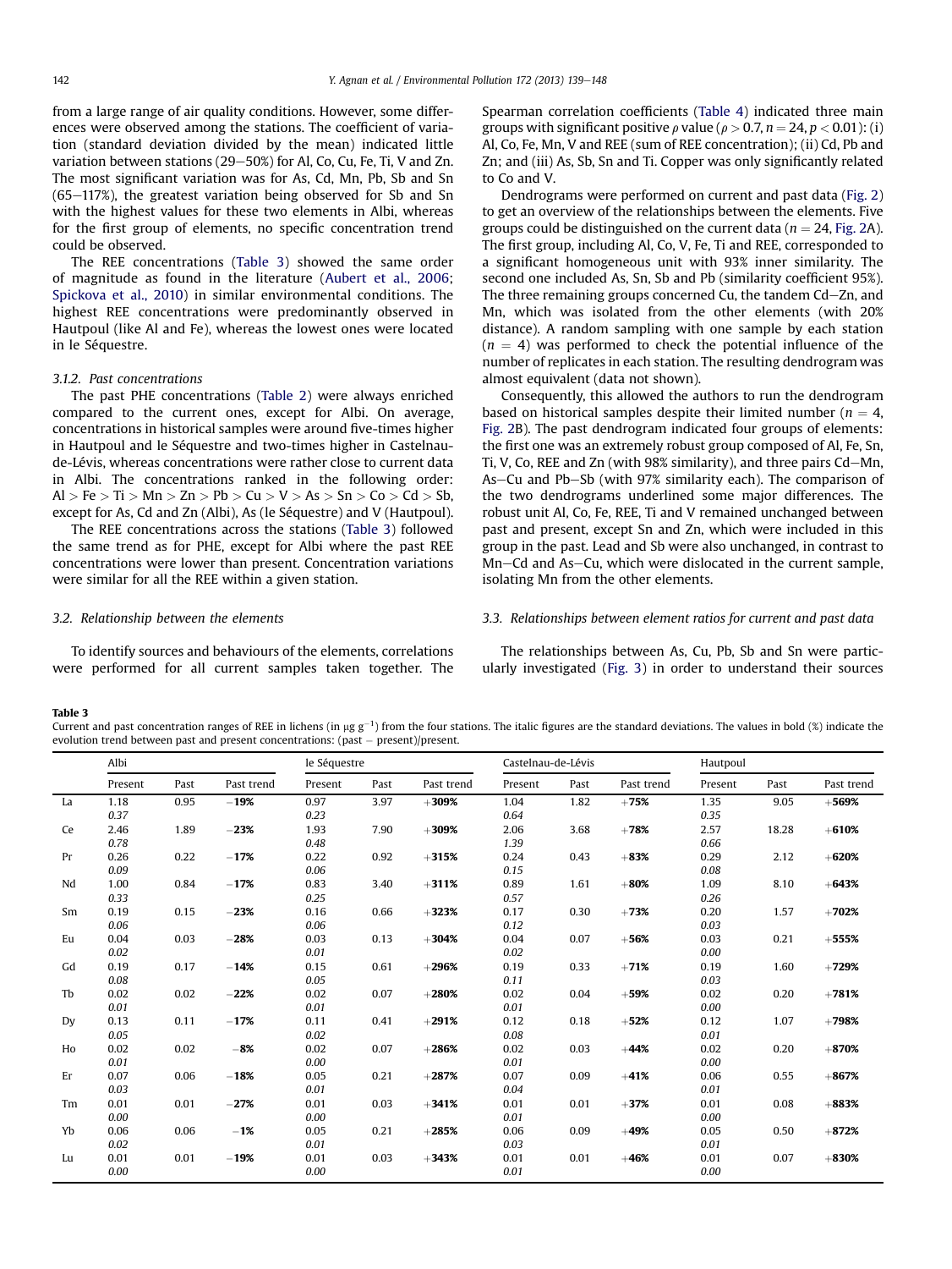from a large range of air quality conditions. However, some differences were observed among the stations. The coefficient of variation (standard deviation divided by the mean) indicated little variation between stations (29–50%) for Al, Co, Cu, Fe, Ti, V and Zn. The most significant variation was for As, Cd, Mn, Pb, Sb and Sn (65–117%), the greatest variation being observed for Sb and Sn with the highest values for these two elements in Albi, whereas for the first group of elements, no specific concentration trend could be observed.

The REE concentrations (Table 3) showed the same order of magnitude as found in the literature (Aubert et al., 2006; Spickova et al., 2010) in similar environmental conditions. The highest REE concentrations were predominantly observed in Hautpoul (like Al and Fe), whereas the lowest ones were located in le Séquestre.

### 3.1.2. Past concentrations

The past PHE concentrations (Table 2) were always enriched compared to the current ones, except for Albi. On average, concentrations in historical samples were around five-times higher in Hautpoul and le Séquestre and two-times higher in Castelnau-de-Lévis, whereas concentrations were rather close to current data in Albi. The concentrations ranked in the following order: Al > Fe > Ti > Mn > Zn > Pb > Cu > V > As > Sn > Co > Cd > Sb, except for As, Cd and Zn (Albi), As (le Séquestre) and V (Hautpoul).

The REE concentrations across the stations (Table 3) followed the same trend as for PHE, except for Albi where the past REE concentrations were lower than present. Concentration variations were similar for all the REE within a given station.

## 3.2. Relationship between the elements

To identify sources and behaviours of the elements, correlations were performed for all current samples taken together. The Spearman correlation coefficients (Table 4) indicated three main groups with significant positive $\rho$ value ($\rho > 0.7$, $n = 24$, $p < 0.01$): (i) Al, Co, Fe, Mn, V and REE (sum of REE concentration); (ii) Cd, Pb and Zn; and (iii) As, Sb, Sn and Ti. Copper was only significantly related to Co and V.

Dendrograms were performed on current and past data (Fig. 2) to get an overview of the relationships between the elements. Five groups could be distinguished on the current data ($n = 24$, Fig. 2A). The first group, including Al, Co, V, Fe, Ti and REE, corresponded to a significant homogeneous unit with 93% inner similarity. The second one included As, Sn, Sb and Pb (similarity coefficient 95%). The three remaining groups concerned Cu, the tandem Cd–Zn, and Mn, which was isolated from the other elements (with 20% distance). A random sampling with one sample by each station ($n = 4$) was performed to check the potential influence of the number of replicates in each station. The resulting dendrogram was almost equivalent (data not shown).

Consequently, this allowed the authors to run the dendrogram based on historical samples despite their limited number ($n = 4$, Fig. 2B). The past dendrogram indicated four groups of elements: the first one was an extremely robust group composed of Al, Fe, Sn, Ti, V, Co, REE and Zn (with 98% similarity), and three pairs Cd–Mn, As–Cu and Pb–Sb (with 97% similarity each). The comparison of the two dendrograms underlined some major differences. The robust unit Al, Co, Fe, REE, Ti and V remained unchanged between past and present, except Sn and Zn, which were included in this group in the past. Lead and Sb were also unchanged, in contrast to Mn–Cd and As–Cu, which were dislocated in the current sample, isolating Mn from the other elements.

## 3.3. Relationships between element ratios for current and past data

The relationships between As, Cu, Pb, Sb and Sn were particularly investigated (Fig. 3) in order to understand their sources

**Table 3**
Current and past concentration ranges of REE in lichens (in μg g$^{-1}$) from the four stations. The italic figures are the standard deviations. The values in bold (%) indicate the evolution trend between past and present concentrations: (past − present)/present.

| | Albi | | | le Séquestre | | | Castelnau-de-Lévis | | | Hautpoul | | |
|---|---|---|---|---|---|---|---|---|---|---|---|---|
| | Present | Past | Past trend | Present | Past | Past trend | Present | Past | Past trend | Present | Past | Past trend |
| La | 1.18 *0.37* | 0.95 | **−19%** | 0.97 *0.23* | 3.97 | **+309%** | 1.04 *0.64* | 1.82 | **+75%** | 1.35 *0.35* | 9.05 | **+569%** |
| Ce | 2.46 *0.78* | 1.89 | **−23%** | 1.93 *0.48* | 7.90 | **+309%** | 2.06 *1.39* | 3.68 | **+78%** | 2.57 *0.66* | 18.28 | **+610%** |
| Pr | 0.26 *0.09* | 0.22 | **−17%** | 0.22 *0.06* | 0.92 | **+315%** | 0.24 *0.15* | 0.43 | **+83%** | 0.29 *0.08* | 2.12 | **+620%** |
| Nd | 1.00 *0.33* | 0.84 | **−17%** | 0.83 *0.25* | 3.40 | **+311%** | 0.89 *0.57* | 1.61 | **+80%** | 1.09 *0.26* | 8.10 | **+643%** |
| Sm | 0.19 *0.06* | 0.15 | **−23%** | 0.16 *0.06* | 0.66 | **+323%** | 0.17 *0.12* | 0.30 | **+73%** | 0.20 *0.03* | 1.57 | **+702%** |
| Eu | 0.04 *0.02* | 0.03 | **−28%** | 0.03 *0.01* | 0.13 | **+304%** | 0.04 *0.02* | 0.07 | **+56%** | 0.03 *0.00* | 0.21 | **+555%** |
| Gd | 0.19 *0.08* | 0.17 | **−14%** | 0.15 *0.05* | 0.61 | **+296%** | 0.19 *0.11* | 0.33 | **+71%** | 0.19 *0.03* | 1.60 | **+729%** |
| Tb | 0.02 *0.01* | 0.02 | **−22%** | 0.02 *0.01* | 0.07 | **+280%** | 0.02 *0.01* | 0.04 | **+59%** | 0.02 *0.00* | 0.20 | **+781%** |
| Dy | 0.13 *0.05* | 0.11 | **−17%** | 0.11 *0.02* | 0.41 | **+291%** | 0.12 *0.08* | 0.18 | **+52%** | 0.12 *0.01* | 1.07 | **+798%** |
| Ho | 0.02 *0.01* | 0.02 | **−8%** | 0.02 *0.00* | 0.07 | **+286%** | 0.02 *0.01* | 0.03 | **+44%** | 0.02 *0.00* | 0.20 | **+870%** |
| Er | 0.07 *0.03* | 0.06 | **−18%** | 0.05 *0.01* | 0.21 | **+287%** | 0.07 *0.04* | 0.09 | **+41%** | 0.06 *0.01* | 0.55 | **+867%** |
| Tm | 0.01 *0.00* | 0.01 | **−27%** | 0.01 *0.00* | 0.03 | **+341%** | 0.01 *0.01* | 0.01 | **+37%** | 0.01 *0.00* | 0.08 | **+883%** |
| Yb | 0.06 *0.02* | 0.06 | **−1%** | 0.05 *0.01* | 0.21 | **+285%** | 0.06 *0.03* | 0.09 | **+49%** | 0.05 *0.01* | 0.50 | **+872%** |
| Lu | 0.01 *0.00* | 0.01 | **−19%** | 0.01 *0.00* | 0.03 | **+343%** | 0.01 *0.01* | 0.01 | **+46%** | 0.01 *0.00* | 0.07 | **+830%** |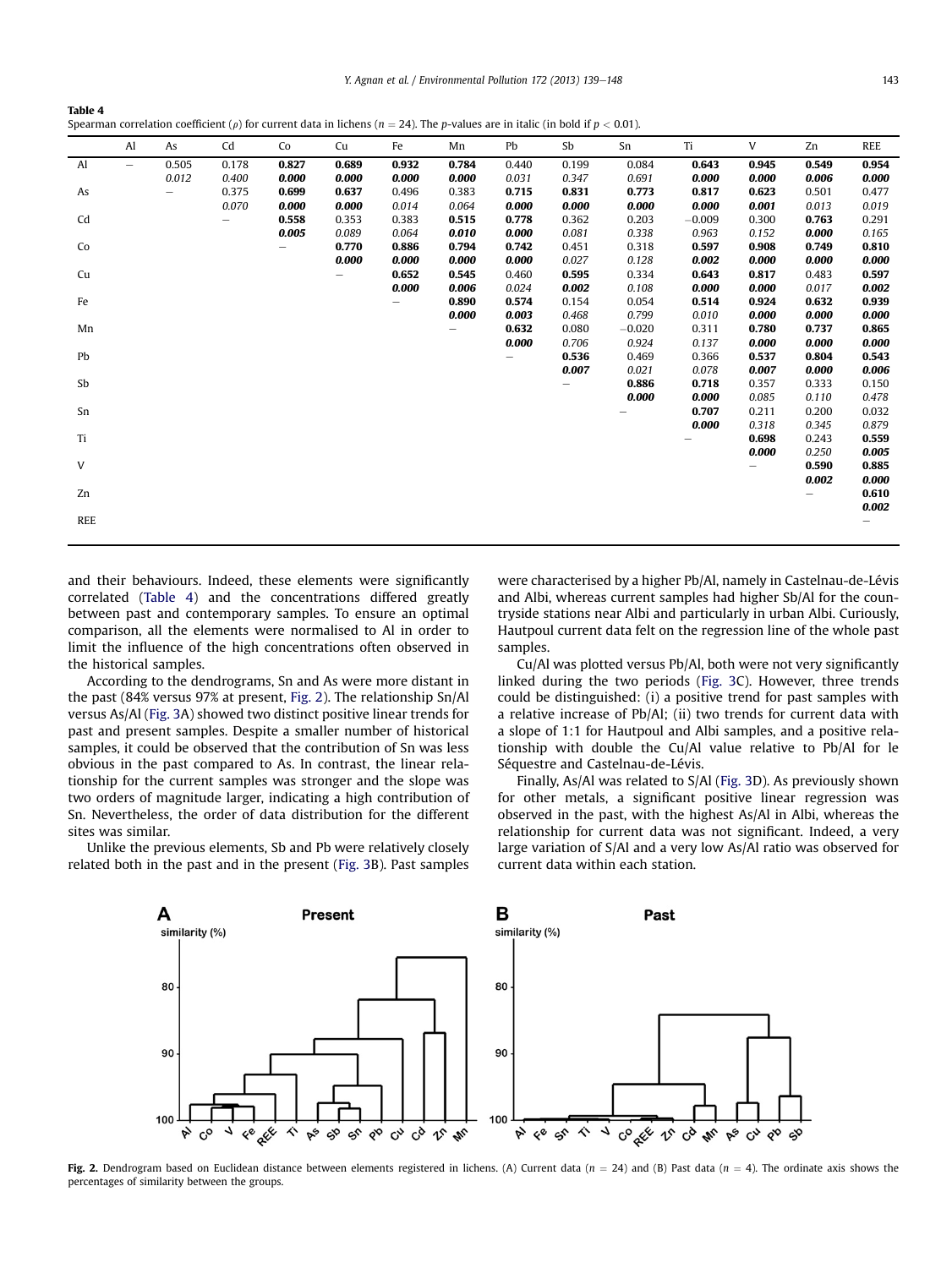**Table 4**
Spearman correlation coefficient (ρ) for current data in lichens ($n = 24$). The *p*-values are in italic (in bold if $p < 0.01$).

| | Al | As | Cd | Co | Cu | Fe | Mn | Pb | Sb | Sn | Ti | V | Zn | REE |
|---|---|---|---|---|---|---|---|---|---|---|---|---|---|---|
| Al | – | 0.505<br>*0.012* | 0.178<br>*0.400* | **0.827**<br>***0.000*** | **0.689**<br>***0.000*** | **0.932**<br>***0.000*** | **0.784**<br>***0.000*** | 0.440<br>*0.031* | 0.199<br>*0.347* | 0.084<br>*0.691* | **0.643**<br>***0.000*** | **0.945**<br>***0.000*** | **0.549**<br>***0.006*** | **0.954**<br>***0.000*** |
| As | | – | 0.375<br>*0.070* | **0.699**<br>***0.000*** | **0.637**<br>***0.000*** | 0.496<br>*0.014* | 0.383<br>*0.064* | **0.715**<br>***0.000*** | **0.831**<br>***0.000*** | **0.773**<br>***0.000*** | **0.817**<br>***0.000*** | **0.623**<br>***0.001*** | 0.501<br>*0.013* | 0.477<br>*0.019* |
| Cd | | | – | **0.558**<br>***0.005*** | 0.353<br>*0.089* | 0.383<br>*0.064* | **0.515**<br>***0.010*** | **0.778**<br>***0.000*** | 0.362<br>*0.081* | 0.203<br>*0.338* | −0.009<br>*0.963* | 0.300<br>*0.152* | **0.763**<br>***0.000*** | 0.291<br>*0.165* |
| Co | | | | – | **0.770**<br>***0.000*** | **0.886**<br>***0.000*** | **0.794**<br>***0.000*** | **0.742**<br>***0.000*** | 0.451<br>*0.027* | 0.318<br>*0.128* | **0.597**<br>***0.002*** | **0.908**<br>***0.000*** | **0.749**<br>***0.000*** | **0.810**<br>***0.000*** |
| Cu | | | | | – | **0.652**<br>***0.000*** | **0.545**<br>***0.006*** | 0.460<br>*0.024* | **0.595**<br>***0.002*** | 0.334<br>*0.108* | **0.643**<br>***0.000*** | **0.817**<br>***0.000*** | 0.483<br>*0.017* | **0.597**<br>***0.002*** |
| Fe | | | | | | – | **0.890**<br>***0.000*** | **0.574**<br>***0.003*** | 0.154<br>*0.468* | 0.054<br>*0.799* | 0.514<br>*0.010* | **0.924**<br>***0.000*** | **0.632**<br>***0.000*** | **0.939**<br>***0.000*** |
| Mn | | | | | | | – | **0.632**<br>***0.000*** | 0.080<br>*0.706* | −0.020<br>*0.924* | 0.311<br>*0.137* | **0.780**<br>***0.000*** | **0.737**<br>***0.000*** | **0.865**<br>***0.000*** |
| Pb | | | | | | | | – | **0.536**<br>***0.007*** | 0.469<br>*0.021* | 0.366<br>*0.078* | **0.537**<br>***0.007*** | **0.804**<br>***0.000*** | **0.543**<br>***0.006*** |
| Sb | | | | | | | | | – | **0.886**<br>***0.000*** | **0.718**<br>***0.000*** | 0.357<br>*0.085* | 0.333<br>*0.110* | 0.150<br>*0.478* |
| Sn | | | | | | | | | | – | **0.707**<br>***0.000*** | 0.211<br>*0.318* | 0.200<br>*0.345* | 0.032<br>*0.879* |
| Ti | | | | | | | | | | | – | **0.698**<br>***0.000*** | 0.243<br>*0.250* | **0.559**<br>***0.005*** |
| V | | | | | | | | | | | | – | **0.590**<br>***0.002*** | **0.885**<br>***0.000*** |
| Zn | | | | | | | | | | | | | – | **0.610**<br>***0.002*** |
| REE | | | | | | | | | | | | | | – |

and their behaviours. Indeed, these elements were significantly correlated (Table 4) and the concentrations differed greatly between past and contemporary samples. To ensure an optimal comparison, all the elements were normalised to Al in order to limit the influence of the high concentrations often observed in the historical samples.

According to the dendrograms, Sn and As were more distant in the past (84% versus 97% at present, Fig. 2). The relationship Sn/Al versus As/Al (Fig. 3A) showed two distinct positive linear trends for past and present samples. Despite a smaller number of historical samples, it could be observed that the contribution of Sn was less obvious in the past compared to As. In contrast, the linear relationship for the current samples was stronger and the slope was two orders of magnitude larger, indicating a high contribution of Sn. Nevertheless, the order of data distribution for the different sites was similar.

Unlike the previous elements, Sb and Pb were relatively closely related both in the past and in the present (Fig. 3B). Past samples were characterised by a higher Pb/Al, namely in Castelnau-de-Lévis and Albi, whereas current samples had higher Sb/Al for the countryside stations near Albi and particularly in urban Albi. Curiously, Hautpoul current data felt on the regression line of the whole past samples.

Cu/Al was plotted versus Pb/Al, both were not very significantly linked during the two periods (Fig. 3C). However, three trends could be distinguished: (i) a positive trend for past samples with a relative increase of Pb/Al; (ii) two trends for current data with a slope of 1:1 for Hautpoul and Albi samples, and a positive relationship with double the Cu/Al value relative to Pb/Al for le Séquestre and Castelnau-de-Lévis.

Finally, As/Al was related to S/Al (Fig. 3D). As previously shown for other metals, a significant positive linear regression was observed in the past, with the highest As/Al in Albi, whereas the relationship for current data was not significant. Indeed, a very large variation of S/Al and a very low As/Al ratio was observed for current data within each station.

**Fig. 2.** Dendrogram based on Euclidean distance between elements registered in lichens. (A) Current data ($n = 24$) and (B) Past data ($n = 4$). The ordinate axis shows the percentages of similarity between the groups.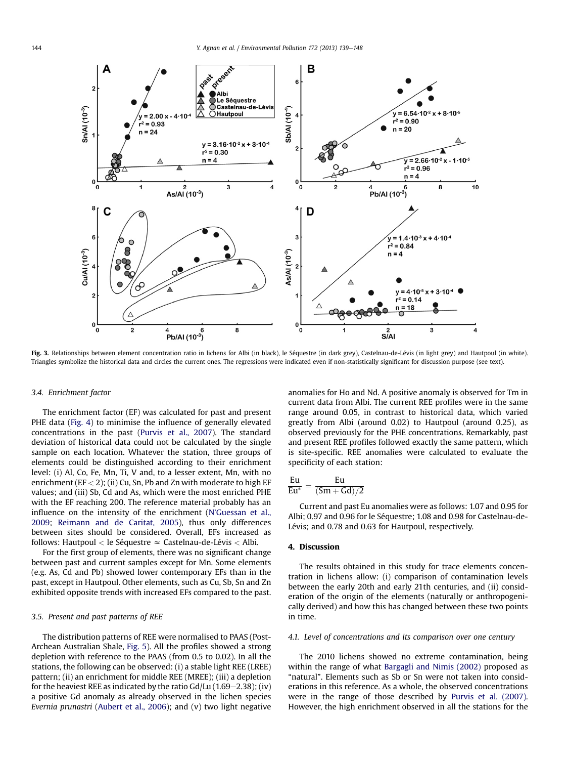**Fig. 3.** Relationships between element concentration ratio in lichens for Albi (in black), le Séquestre (in dark grey), Castelnau-de-Lévis (in light grey) and Hautpoul (in white). Triangles symbolize the historical data and circles the current ones. The regressions were indicated even if non-statistically significant for discussion purpose (see text).

### 3.4. Enrichment factor

The enrichment factor (EF) was calculated for past and present PHE data (Fig. 4) to minimise the influence of generally elevated concentrations in the past (Purvis et al., 2007). The standard deviation of historical data could not be calculated by the single sample on each location. Whatever the station, three groups of elements could be distinguished according to their enrichment level: (i) Al, Co, Fe, Mn, Ti, V and, to a lesser extent, Mn, with no enrichment (EF < 2); (ii) Cu, Sn, Pb and Zn with moderate to high EF values; and (iii) Sb, Cd and As, which were the most enriched PHE with the EF reaching 200. The reference material probably has an influence on the intensity of the enrichment (N'Guessan et al., 2009; Reimann and de Caritat, 2005), thus only differences between sites should be considered. Overall, EFs increased as follows: Hautpoul < le Séquestre ≈ Castelnau-de-Lévis < Albi.

For the first group of elements, there was no significant change between past and current samples except for Mn. Some elements (e.g. As, Cd and Pb) showed lower contemporary EFs than in the past, except in Hautpoul. Other elements, such as Cu, Sb, Sn and Zn exhibited opposite trends with increased EFs compared to the past.

### 3.5. Present and past patterns of REE

The distribution patterns of REE were normalised to PAAS (Post-Archean Australian Shale, Fig. 5). All the profiles showed a strong depletion with reference to the PAAS (from 0.5 to 0.02). In all the stations, the following can be observed: (i) a stable light REE (LREE) pattern; (ii) an enrichment for middle REE (MREE); (iii) a depletion for the heaviest REE as indicated by the ratio Gd/Lu (1.69–2.38); (iv) a positive Gd anomaly as already observed in the lichen species *Evernia prunastri* (Aubert et al., 2006); and (v) two light negative anomalies for Ho and Nd. A positive anomaly is observed for Tm in current data from Albi. The current REE profiles were in the same range around 0.05, in contrast to historical data, which varied greatly from Albi (around 0.02) to Hautpoul (around 0.25), as observed previously for the PHE concentrations. Remarkably, past and present REE profiles followed exactly the same pattern, which is site-specific. REE anomalies were calculated to evaluate the specificity of each station:

$$\frac{Eu}{Eu^{*}} = \frac{Eu}{(Sm + Gd)/2}$$

Current and past Eu anomalies were as follows: 1.07 and 0.95 for Albi; 0.97 and 0.96 for le Séquestre; 1.08 and 0.98 for Castelnau-de-Lévis; and 0.78 and 0.63 for Hautpoul, respectively.

## 4. Discussion

The results obtained in this study for trace elements concentration in lichens allow: (i) comparison of contamination levels between the early 20th and early 21th centuries, and (ii) consideration of the origin of the elements (naturally or anthropogenically derived) and how this has changed between these two points in time.

### 4.1. Level of concentrations and its comparison over one century

The 2010 lichens showed no extreme contamination, being within the range of what Bargagli and Nimis (2002) proposed as "natural". Elements such as Sb or Sn were not taken into considerations in this reference. As a whole, the observed concentrations were in the range of those described by Purvis et al. (2007). However, the high enrichment observed in all the stations for the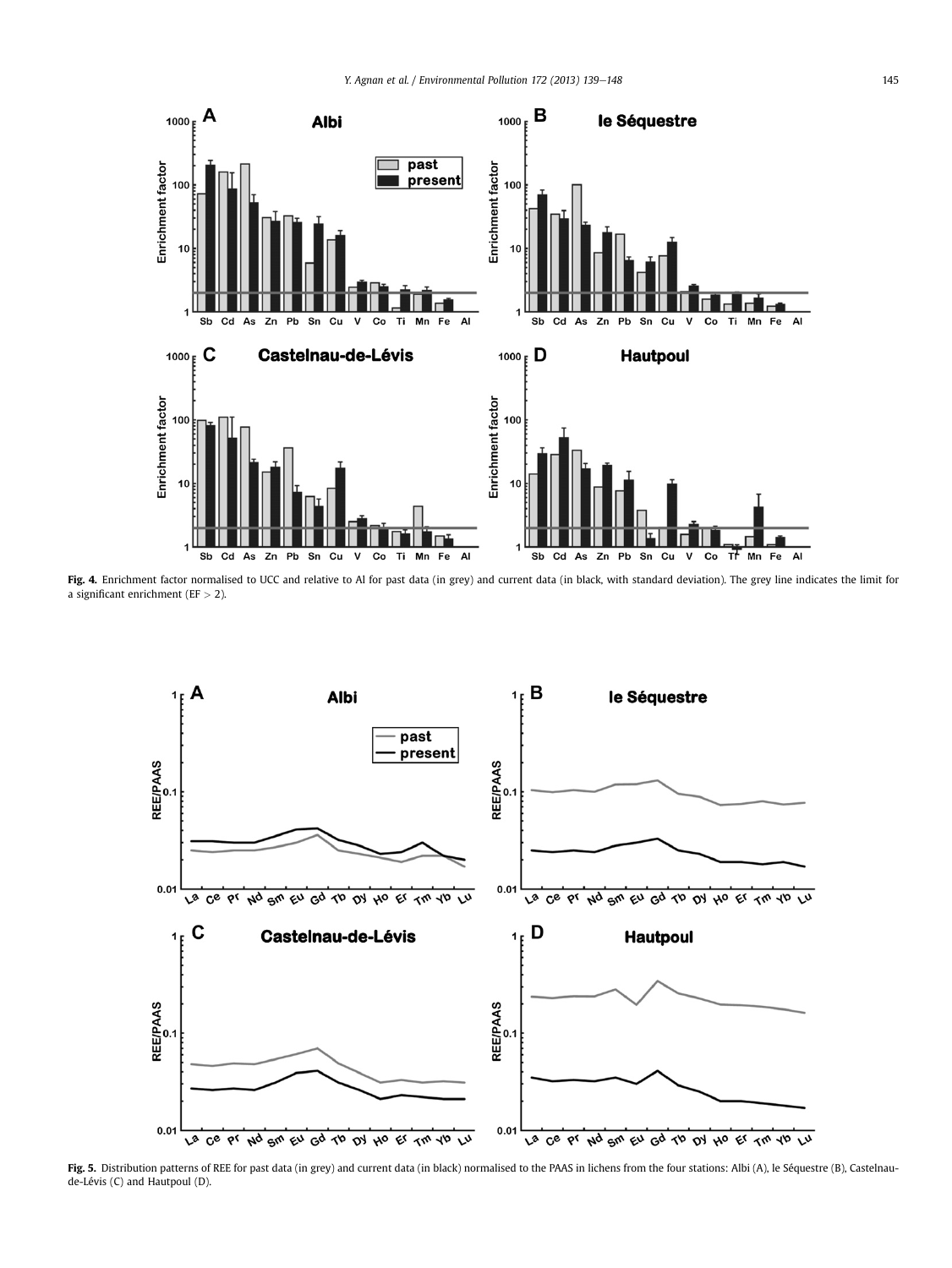**Fig. 4.** Enrichment factor normalised to UCC and relative to Al for past data (in grey) and current data (in black, with standard deviation). The grey line indicates the limit for a significant enrichment (EF > 2).

**Fig. 5.** Distribution patterns of REE for past data (in grey) and current data (in black) normalised to the PAAS in lichens from the four stations: Albi (A), le Séquestre (B), Castelnau-de-Lévis (C) and Hautpoul (D).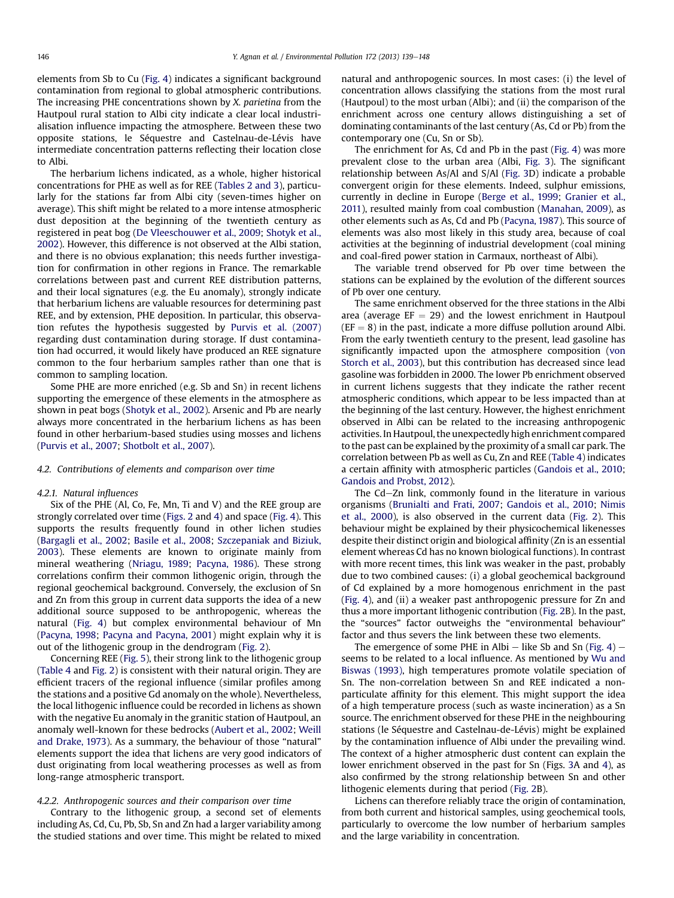elements from Sb to Cu (Fig. 4) indicates a significant background contamination from regional to global atmospheric contributions. The increasing PHE concentrations shown by *X. parietina* from the Hautpoul rural station to Albi city indicate a clear local industrialisation influence impacting the atmosphere. Between these two opposite stations, le Séquestre and Castelnau-de-Lévis have intermediate concentration patterns reflecting their location close to Albi.

The herbarium lichens indicated, as a whole, higher historical concentrations for PHE as well as for REE (Tables 2 and 3), particularly for the stations far from Albi city (seven-times higher on average). This shift might be related to a more intense atmospheric dust deposition at the beginning of the twentieth century as registered in peat bog (De Vleeschouwer et al., 2009; Shotyk et al., 2002). However, this difference is not observed at the Albi station, and there is no obvious explanation; this needs further investigation for confirmation in other regions in France. The remarkable correlations between past and current REE distribution patterns, and their local signatures (e.g. the Eu anomaly), strongly indicate that herbarium lichens are valuable resources for determining past REE, and by extension, PHE deposition. In particular, this observation refutes the hypothesis suggested by Purvis et al. (2007) regarding dust contamination during storage. If dust contamination had occurred, it would likely have produced an REE signature common to the four herbarium samples rather than one that is common to sampling location.

Some PHE are more enriched (e.g. Sb and Sn) in recent lichens supporting the emergence of these elements in the atmosphere as shown in peat bogs (Shotyk et al., 2002). Arsenic and Pb are nearly always more concentrated in the herbarium lichens as has been found in other herbarium-based studies using mosses and lichens (Purvis et al., 2007; Shotbolt et al., 2007).

### 4.2. Contributions of elements and comparison over time

#### 4.2.1. Natural influences

Six of the PHE (Al, Co, Fe, Mn, Ti and V) and the REE group are strongly correlated over time (Figs. 2 and 4) and space (Fig. 4). This supports the results frequently found in other lichen studies (Bargagli et al., 2002; Basile et al., 2008; Szczepaniak and Biziuk, 2003). These elements are known to originate mainly from mineral weathering (Nriagu, 1989; Pacyna, 1986). These strong correlations confirm their common lithogenic origin, through the regional geochemical background. Conversely, the exclusion of Sn and Zn from this group in current data supports the idea of a new additional source supposed to be anthropogenic, whereas the natural (Fig. 4) but complex environmental behaviour of Mn (Pacyna, 1998; Pacyna and Pacyna, 2001) might explain why it is out of the lithogenic group in the dendrogram (Fig. 2).

Concerning REE (Fig. 5), their strong link to the lithogenic group (Table 4 and Fig. 2) is consistent with their natural origin. They are efficient tracers of the regional influence (similar profiles among the stations and a positive Gd anomaly on the whole). Nevertheless, the local lithogenic influence could be recorded in lichens as shown with the negative Eu anomaly in the granitic station of Hautpoul, an anomaly well-known for these bedrocks (Aubert et al., 2002; Weill and Drake, 1973). As a summary, the behaviour of those "natural" elements support the idea that lichens are very good indicators of dust originating from local weathering processes as well as from long-range atmospheric transport.

#### 4.2.2. Anthropogenic sources and their comparison over time

Contrary to the lithogenic group, a second set of elements including As, Cd, Cu, Pb, Sb, Sn and Zn had a larger variability among the studied stations and over time. This might be related to mixed natural and anthropogenic sources. In most cases: (i) the level of concentration allows classifying the stations from the most rural (Hautpoul) to the most urban (Albi); and (ii) the comparison of the enrichment across one century allows distinguishing a set of dominating contaminants of the last century (As, Cd or Pb) from the contemporary one (Cu, Sn or Sb).

The enrichment for As, Cd and Pb in the past (Fig. 4) was more prevalent close to the urban area (Albi, Fig. 3). The significant relationship between As/Al and S/Al (Fig. 3D) indicate a probable convergent origin for these elements. Indeed, sulphur emissions, currently in decline in Europe (Berge et al., 1999; Granier et al., 2011), resulted mainly from coal combustion (Manahan, 2009), as other elements such as As, Cd and Pb (Pacyna, 1987). This source of elements was also most likely in this study area, because of coal activities at the beginning of industrial development (coal mining and coal-fired power station in Carmaux, northeast of Albi).

The variable trend observed for Pb over time between the stations can be explained by the evolution of the different sources of Pb over one century.

The same enrichment observed for the three stations in the Albi area (average EF = 29) and the lowest enrichment in Hautpoul (EF = 8) in the past, indicate a more diffuse pollution around Albi. From the early twentieth century to the present, lead gasoline has significantly impacted upon the atmosphere composition (von Storch et al., 2003), but this contribution has decreased since lead gasoline was forbidden in 2000. The lower Pb enrichment observed in current lichens suggests that they indicate the rather recent atmospheric conditions, which appear to be less impacted than at the beginning of the last century. However, the highest enrichment observed in Albi can be related to the increasing anthropogenic activities. In Hautpoul, the unexpectedly high enrichment compared to the past can be explained by the proximity of a small car park. The correlation between Pb as well as Cu, Zn and REE (Table 4) indicates a certain affinity with atmospheric particles (Gandois et al., 2010; Gandois and Probst, 2012).

The Cd–Zn link, commonly found in the literature in various organisms (Brunialti and Frati, 2007; Gandois et al., 2010; Nimis et al., 2000), is also observed in the current data (Fig. 2). This behaviour might be explained by their physicochemical likenesses despite their distinct origin and biological affinity (Zn is an essential element whereas Cd has no known biological functions). In contrast with more recent times, this link was weaker in the past, probably due to two combined causes: (i) a global geochemical background of Cd explained by a more homogenous enrichment in the past (Fig. 4), and (ii) a weaker past anthropogenic pressure for Zn and thus a more important lithogenic contribution (Fig. 2B). In the past, the "sources" factor outweighs the "environmental behaviour" factor and thus severs the link between these two elements.

The emergence of some PHE in Albi – like Sb and Sn (Fig. 4) – seems to be related to a local influence. As mentioned by Wu and Biswas (1993), high temperatures promote volatile speciation of Sn. The non-correlation between Sn and REE indicated a non-particulate affinity for this element. This might support the idea of a high temperature process (such as waste incineration) as a Sn source. The enrichment observed for these PHE in the neighbouring stations (le Séquestre and Castelnau-de-Lévis) might be explained by the contamination influence of Albi under the prevailing wind. The context of a higher atmospheric dust content can explain the lower enrichment observed in the past for Sn (Figs. 3A and 4), as also confirmed by the strong relationship between Sn and other lithogenic elements during that period (Fig. 2B).

Lichens can therefore reliably trace the origin of contamination, from both current and historical samples, using geochemical tools, particularly to overcome the low number of herbarium samples and the large variability in concentration.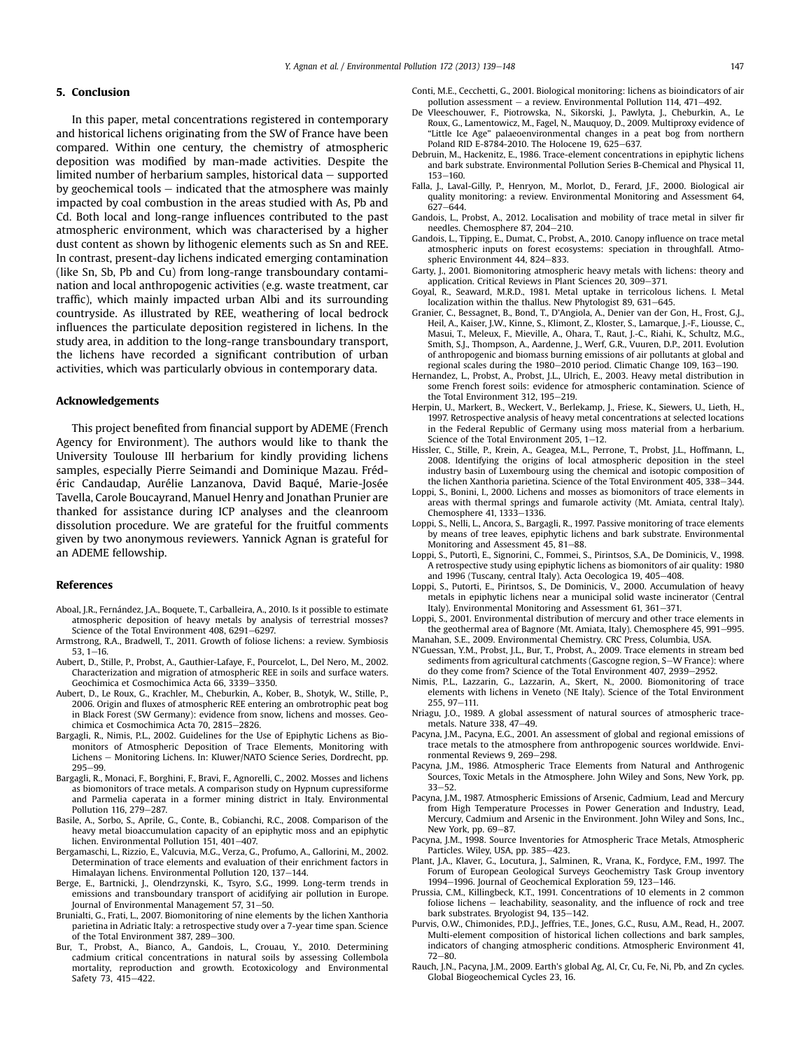## 5. Conclusion

In this paper, metal concentrations registered in contemporary and historical lichens originating from the SW of France have been compared. Within one century, the chemistry of atmospheric deposition was modified by man-made activities. Despite the limited number of herbarium samples, historical data – supported by geochemical tools – indicated that the atmosphere was mainly impacted by coal combustion in the areas studied with As, Pb and Cd. Both local and long-range influences contributed to the past atmospheric environment, which was characterised by a higher dust content as shown by lithogenic elements such as Sn and REE. In contrast, present-day lichens indicated emerging contamination (like Sn, Sb, Pb and Cu) from long-range transboundary contamination and local anthropogenic activities (e.g. waste treatment, car traffic), which mainly impacted urban Albi and its surrounding countryside. As illustrated by REE, weathering of local bedrock influences the particulate deposition registered in lichens. In the study area, in addition to the long-range transboundary transport, the lichens have recorded a significant contribution of urban activities, which was particularly obvious in contemporary data.

## Acknowledgements

This project benefited from financial support by ADEME (French Agency for Environment). The authors would like to thank the University Toulouse III herbarium for kindly providing lichens samples, especially Pierre Seimandi and Dominique Mazau. Frédéric Candaudap, Aurélie Lanzanova, David Baqué, Marie-Josée Tavella, Carole Boucayrand, Manuel Henry and Jonathan Prunier are thanked for assistance during ICP analyses and the cleanroom dissolution procedure. We are grateful for the fruitful comments given by two anonymous reviewers. Yannick Agnan is grateful for an ADEME fellowship.

## References

Aboal, J.R., Fernández, J.A., Boquete, T., Carballeira, A., 2010. Is it possible to estimate atmospheric deposition of heavy metals by analysis of terrestrial mosses? Science of the Total Environment 408, 6291–6297.

Armstrong, R.A., Bradwell, T., 2011. Growth of foliose lichens: a review. Symbiosis 53, 1–16.

Aubert, D., Stille, P., Probst, A., Gauthier-Lafaye, F., Pourcelot, L., Del Nero, M., 2002. Characterization and migration of atmospheric REE in soils and surface waters. Geochimica et Cosmochimica Acta 66, 3339–3350.

Aubert, D., Le Roux, G., Krachler, M., Cheburkin, A., Kober, B., Shotyk, W., Stille, P., 2006. Origin and fluxes of atmospheric REE entering an ombrotrophic peat bog in Black Forest (SW Germany): evidence from snow, lichens and mosses. Geochimica et Cosmochimica Acta 70, 2815–2826.

Bargagli, R., Nimis, P.L., 2002. Guidelines for the Use of Epiphytic Lichens as Biomonitors of Atmospheric Deposition of Trace Elements, Monitoring with Lichens – Monitoring Lichens. In: Kluwer/NATO Science Series, Dordrecht, pp. 295–99.

Bargagli, R., Monaci, F., Borghini, F., Bravi, F., Agnorelli, C., 2002. Mosses and lichens as biomonitors of trace metals. A comparison study on Hypnum cupressiforme and Parmelia caperata in a former mining district in Italy. Environmental Pollution 116, 279–287.

Basile, A., Sorbo, S., Aprile, G., Conte, B., Cobianchi, R.C., 2008. Comparison of the heavy metal bioaccumulation capacity of an epiphytic moss and an epiphytic lichen. Environmental Pollution 151, 401–407.

Bergamaschi, L., Rizzio, E., Valcuvia, M.G., Verza, G., Profumo, A., Gallorini, M., 2002. Determination of trace elements and evaluation of their enrichment factors in Himalayan lichens. Environmental Pollution 120, 137–144.

Berge, E., Bartnicki, J., Olendrzynski, K., Tsyro, S.G., 1999. Long-term trends in emissions and transboundary transport of acidifying air pollution in Europe. Journal of Environmental Management 57, 31–50.

Brunialti, G., Frati, L., 2007. Biomonitoring of nine elements by the lichen Xanthoria parietina in Adriatic Italy: a retrospective study over a 7-year time span. Science of the Total Environment 387, 289–300.

Bur, T., Probst, A., Bianco, A., Gandois, L., Crouau, Y., 2010. Determining cadmium critical concentrations in natural soils by assessing Collembola mortality, reproduction and growth. Ecotoxicology and Environmental Safety 73, 415–422.

Conti, M.E., Cecchetti, G., 2001. Biological monitoring: lichens as bioindicators of air pollution assessment – a review. Environmental Pollution 114, 471–492.

De Vleeschouwer, F., Piotrowska, N., Sikorski, J., Pawlyta, J., Cheburkin, A., Le Roux, G., Lamentowicz, M., Fagel, N., Mauquoy, D., 2009. Multiproxy evidence of "Little Ice Age" palaeoenvironmental changes in a peat bog from northern Poland RID E-8784-2010. The Holocene 19, 625–637.

Debruin, M., Hackenitz, E., 1986. Trace-element concentrations in epiphytic lichens and bark substrate. Environmental Pollution Series B-Chemical and Physical 11, 153–160.

Falla, J., Laval-Gilly, P., Henryon, M., Morlot, D., Ferard, J.F., 2000. Biological air quality monitoring: a review. Environmental Monitoring and Assessment 64, 627–644.

Gandois, L., Probst, A., 2012. Localisation and mobility of trace metal in silver fir needles. Chemosphere 87, 204–210.

Gandois, L., Tipping, E., Dumat, C., Probst, A., 2010. Canopy influence on trace metal atmospheric inputs on forest ecosystems: speciation in throughfall. Atmospheric Environment 44, 824–833.

Garty, J., 2001. Biomonitoring atmospheric heavy metals with lichens: theory and application. Critical Reviews in Plant Sciences 20, 309–371.

Goyal, R., Seaward, M.R.D., 1981. Metal uptake in terricolous lichens. I. Metal localization within the thallus. New Phytologist 89, 631–645.

Granier, C., Bessagnet, B., Bond, T., D'Angiola, A., Denier van der Gon, H., Frost, G.J., Heil, A., Kaiser, J.W., Kinne, S., Klimont, Z., Kloster, S., Lamarque, J.-F., Liousse, C., Masui, T., Meleux, F., Mieville, A., Ohara, T., Raut, J.-C., Riahi, K., Schultz, M.G., Smith, S.J., Thompson, A., Aardenne, J., Werf, G.R., Vuuren, D.P., 2011. Evolution of anthropogenic and biomass burning emissions of air pollutants at global and regional scales during the 1980–2010 period. Climatic Change 109, 163–190.

Hernandez, L., Probst, A., Probst, J.L., Ulrich, E., 2003. Heavy metal distribution in some French forest soils: evidence for atmospheric contamination. Science of the Total Environment 312, 195–219.

Herpin, U., Markert, B., Weckert, V., Berlekamp, J., Friese, K., Siewers, U., Lieth, H., 1997. Retrospective analysis of heavy metal concentrations at selected locations in the Federal Republic of Germany using moss material from a herbarium. Science of the Total Environment 205, 1–12.

Hissler, C., Stille, P., Krein, A., Geagea, M.L., Perrone, T., Probst, J.L., Hoffmann, L., 2008. Identifying the origins of local atmospheric deposition in the steel industry basin of Luxembourg using the chemical and isotopic composition of the lichen Xanthoria parietina. Science of the Total Environment 405, 338–344.

Loppi, S., Bonini, I., 2000. Lichens and mosses as biomonitors of trace elements in areas with thermal springs and fumarole activity (Mt. Amiata, central Italy). Chemosphere 41, 1333–1336.

Loppi, S., Nelli, L., Ancora, S., Bargagli, R., 1997. Passive monitoring of trace elements by means of tree leaves, epiphytic lichens and bark substrate. Environmental Monitoring and Assessment 45, 81–88.

Loppi, S., Putortì, E., Signorini, C., Fommei, S., Pirintsos, S.A., De Dominicis, V., 1998. A retrospective study using epiphytic lichens as biomonitors of air quality: 1980 and 1996 (Tuscany, central Italy). Acta Oecologica 19, 405–408.

Loppi, S., Putorti, E., Pirintsos, S., De Dominicis, V., 2000. Accumulation of heavy metals in epiphytic lichens near a municipal solid waste incinerator (Central Italy). Environmental Monitoring and Assessment 61, 361–371.

Loppi, S., 2001. Environmental distribution of mercury and other trace elements in the geothermal area of Bagnore (Mt. Amiata, Italy). Chemosphere 45, 991–995.

Manahan, S.E., 2009. Environmental Chemistry. CRC Press, Columbia, USA.

N'Guessan, Y.M., Probst, J.L., Bur, T., Probst, A., 2009. Trace elements in stream bed sediments from agricultural catchments (Gascogne region, S–W France): where do they come from? Science of the Total Environment 407, 2939–2952.

Nimis, P.L., Lazzarin, G., Lazzarin, A., Skert, N., 2000. Biomonitoring of trace elements with lichens in Veneto (NE Italy). Science of the Total Environment 255, 97–111.

Nriagu, J.O., 1989. A global assessment of natural sources of atmospheric trace-metals. Nature 338, 47–49.

Pacyna, J.M., Pacyna, E.G., 2001. An assessment of global and regional emissions of trace metals to the atmosphere from anthropogenic sources worldwide. Environmental Reviews 9, 269–298.

Pacyna, J.M., 1986. Atmospheric Trace Elements from Natural and Anthrogenic Sources, Toxic Metals in the Atmosphere. John Wiley and Sons, New York, pp. 33–52.

Pacyna, J.M., 1987. Atmospheric Emissions of Arsenic, Cadmium, Lead and Mercury from High Temperature Processes in Power Generation and Industry, Lead, Mercury, Cadmium and Arsenic in the Environment. John Wiley and Sons, Inc., New York, pp. 69–87.

Pacyna, J.M., 1998. Source Inventories for Atmospheric Trace Metals, Atmospheric Particles. Wiley, USA, pp. 385–423.

Plant, J.A., Klaver, G., Locutura, J., Salminen, R., Vrana, K., Fordyce, F.M., 1997. The Forum of European Geological Surveys Geochemistry Task Group inventory 1994–1996. Journal of Geochemical Exploration 59, 123–146.

Prussia, C.M., Killingbeck, K.T., 1991. Concentrations of 10 elements in 2 common foliose lichens – leachability, seasonality, and the influence of rock and tree bark substrates. Bryologist 94, 135–142.

Purvis, O.W., Chimonides, P.D.J., Jeffries, T.E., Jones, G.C., Rusu, A.M., Read, H., 2007. Multi-element composition of historical lichen collections and bark samples, indicators of changing atmospheric conditions. Atmospheric Environment 41, 72–80.

Rauch, J.N., Pacyna, J.M., 2009. Earth's global Ag, Al, Cr, Cu, Fe, Ni, Pb, and Zn cycles. Global Biogeochemical Cycles 23, 16.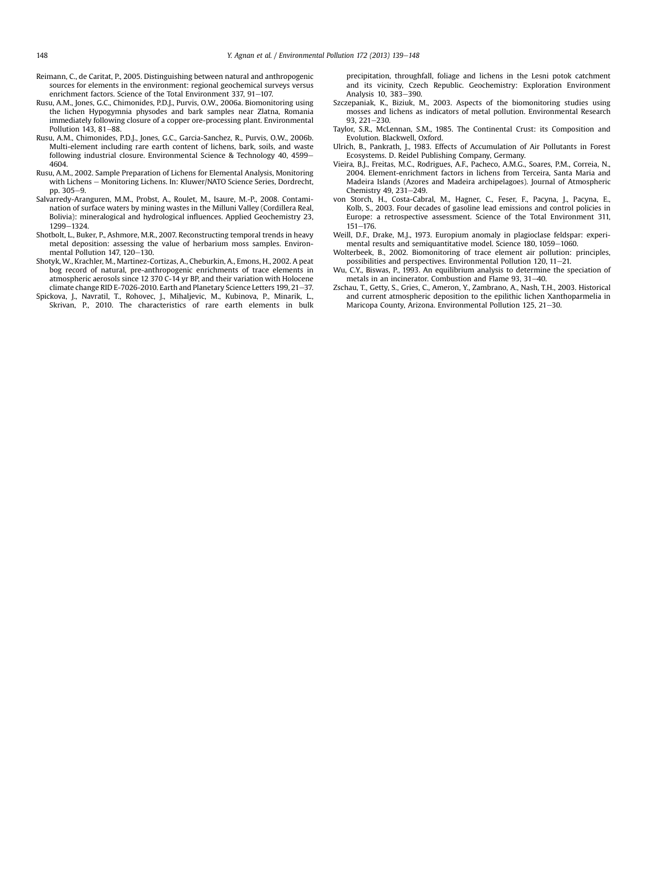Reimann, C., de Caritat, P., 2005. Distinguishing between natural and anthropogenic sources for elements in the environment: regional geochemical surveys versus enrichment factors. Science of the Total Environment 337, 91–107.

Rusu, A.M., Jones, G.C., Chimonides, P.D.J., Purvis, O.W., 2006a. Biomonitoring using the lichen Hypogymnia physodes and bark samples near Zlatna, Romania immediately following closure of a copper ore-processing plant. Environmental Pollution 143, 81–88.

Rusu, A.M., Chimonides, P.D.J., Jones, G.C., Garcia-Sanchez, R., Purvis, O.W., 2006b. Multi-element including rare earth content of lichens, bark, soils, and waste following industrial closure. Environmental Science & Technology 40, 4599–4604.

Rusu, A.M., 2002. Sample Preparation of Lichens for Elemental Analysis, Monitoring with Lichens – Monitoring Lichens. In: Kluwer/NATO Science Series, Dordrecht, pp. 305–9.

Salvarredy-Aranguren, M.M., Probst, A., Roulet, M., Isaure, M.-P., 2008. Contamination of surface waters by mining wastes in the Milluni Valley (Cordillera Real, Bolivia): mineralogical and hydrological influences. Applied Geochemistry 23, 1299–1324.

Shotbolt, L., Buker, P., Ashmore, M.R., 2007. Reconstructing temporal trends in heavy metal deposition: assessing the value of herbarium moss samples. Environmental Pollution 147, 120–130.

Shotyk, W., Krachler, M., Martinez-Cortizas, A., Cheburkin, A., Emons, H., 2002. A peat bog record of natural, pre-anthropogenic enrichments of trace elements in atmospheric aerosols since 12 370 C-14 yr BP, and their variation with Holocene climate change RID E-7026-2010. Earth and Planetary Science Letters 199, 21–37.

Spickova, J., Navratil, T., Rohovec, J., Mihaljevic, M., Kubinova, P., Minarik, L., Skrivan, P., 2010. The characteristics of rare earth elements in bulk precipitation, throughfall, foliage and lichens in the Lesni potok catchment and its vicinity, Czech Republic. Geochemistry: Exploration Environment Analysis 10, 383–390.

Szczepaniak, K., Biziuk, M., 2003. Aspects of the biomonitoring studies using mosses and lichens as indicators of metal pollution. Environmental Research 93, 221–230.

Taylor, S.R., McLennan, S.M., 1985. The Continental Crust: its Composition and Evolution. Blackwell, Oxford.

Ulrich, B., Pankrath, J., 1983. Effects of Accumulation of Air Pollutants in Forest Ecosystems. D. Reidel Publishing Company, Germany.

Vieira, B.J., Freitas, M.C., Rodrigues, A.F., Pacheco, A.M.G., Soares, P.M., Correia, N., 2004. Element-enrichment factors in lichens from Terceira, Santa Maria and Madeira Islands (Azores and Madeira archipelagoes). Journal of Atmospheric Chemistry 49, 231–249.

von Storch, H., Costa-Cabral, M., Hagner, C., Feser, F., Pacyna, J., Pacyna, E., Kolb, S., 2003. Four decades of gasoline lead emissions and control policies in Europe: a retrospective assessment. Science of the Total Environment 311, 151–176.

Weill, D.F., Drake, M.J., 1973. Europium anomaly in plagioclase feldspar: experimental results and semiquantitative model. Science 180, 1059–1060.

Wolterbeek, B., 2002. Biomonitoring of trace element air pollution: principles, possibilities and perspectives. Environmental Pollution 120, 11–21.

Wu, C.Y., Biswas, P., 1993. An equilibrium analysis to determine the speciation of metals in an incinerator. Combustion and Flame 93, 31–40.

Zschau, T., Getty, S., Gries, C., Ameron, Y., Zambrano, A., Nash, T.H., 2003. Historical and current atmospheric deposition to the epilithic lichen Xanthoparmelia in Maricopa County, Arizona. Environmental Pollution 125, 21–30.